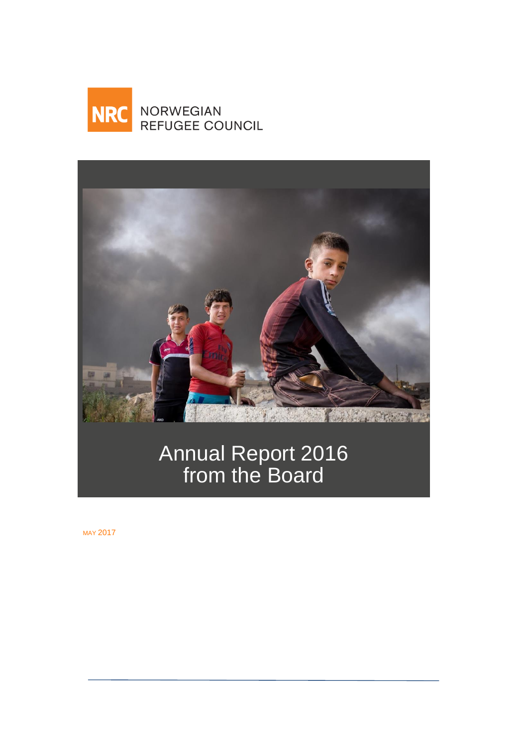NRC NORWEGIAN REFUGEE COUNCIL

# Annual Report 2016 from the Board

MAY 2017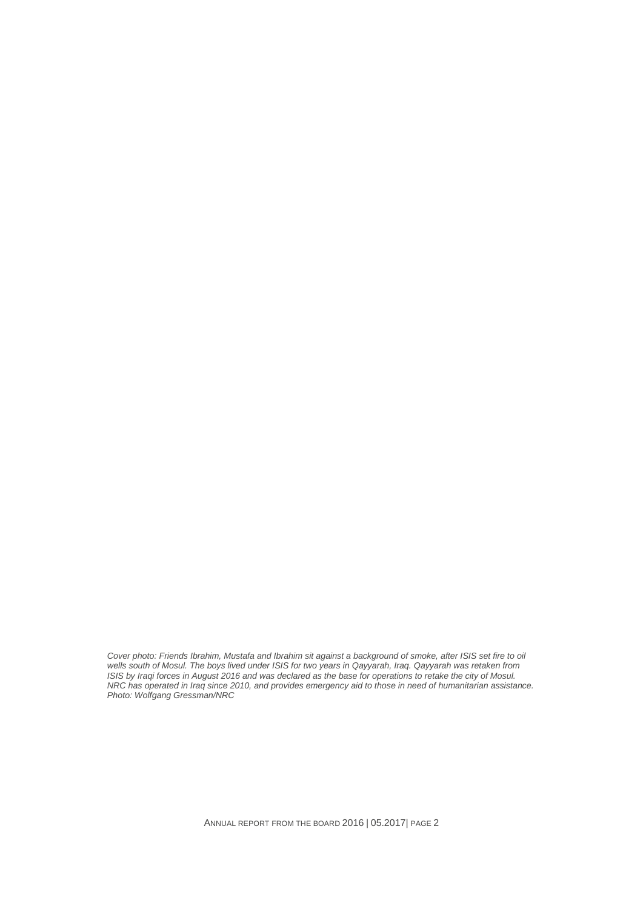*Cover photo: Friends Ibrahim, Mustafa and Ibrahim sit against a background of smoke, after ISIS set fire to oil wells south of Mosul. The boys lived under ISIS for two years in Qayyarah, Iraq. Qayyarah was retaken from ISIS by Iraqi forces in August 2016 and was declared as the base for operations to retake the city of Mosul. NRC has operated in Iraq since 2010, and provides emergency aid to those in need of humanitarian assistance. Photo: Wolfgang Gressman/NRC*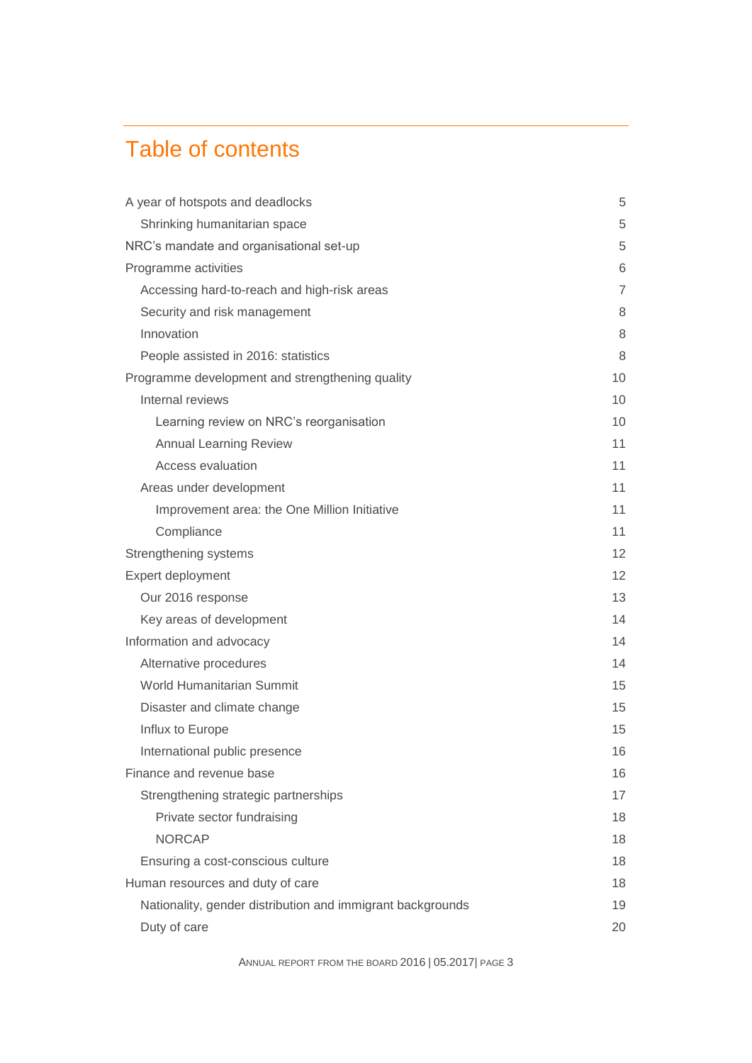# Table of contents

- A year of hotspots and deadlocks 5
  - Shrinking humanitarian space 5
- NRC's mandate and organisational set-up 5
- Programme activities 6
  - Accessing hard-to-reach and high-risk areas 7
  - Security and risk management 8
  - Innovation 8
  - People assisted in 2016: statistics 8
- Programme development and strengthening quality 10
  - Internal reviews 10
    - Learning review on NRC's reorganisation 10
    - Annual Learning Review 11
    - Access evaluation 11
  - Areas under development 11
    - Improvement area: the One Million Initiative 11
    - Compliance 11
- Strengthening systems 12
- Expert deployment 12
  - Our 2016 response 13
  - Key areas of development 14
- Information and advocacy 14
  - Alternative procedures 14
  - World Humanitarian Summit 15
  - Disaster and climate change 15
  - Influx to Europe 15
  - International public presence 16
- Finance and revenue base 16
  - Strengthening strategic partnerships 17
    - Private sector fundraising 18
    - NORCAP 18
  - Ensuring a cost-conscious culture 18
- Human resources and duty of care 18
  - Nationality, gender distribution and immigrant backgrounds 19
  - Duty of care 20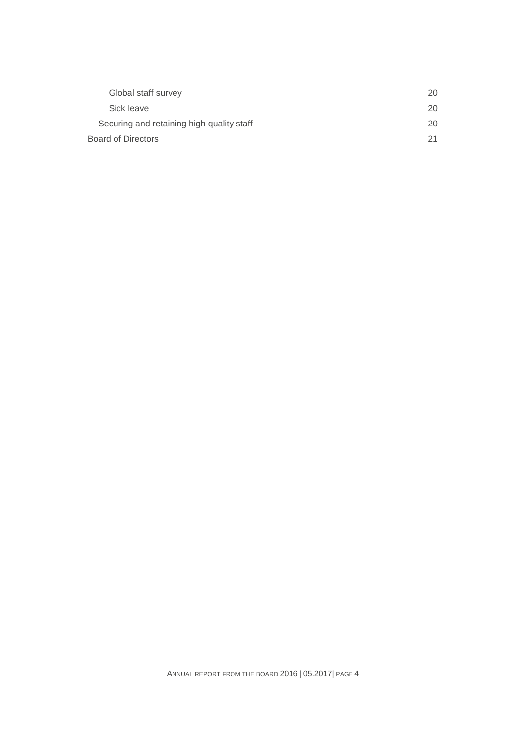Global staff survey 20

Sick leave 20

Securing and retaining high quality staff 20

Board of Directors 21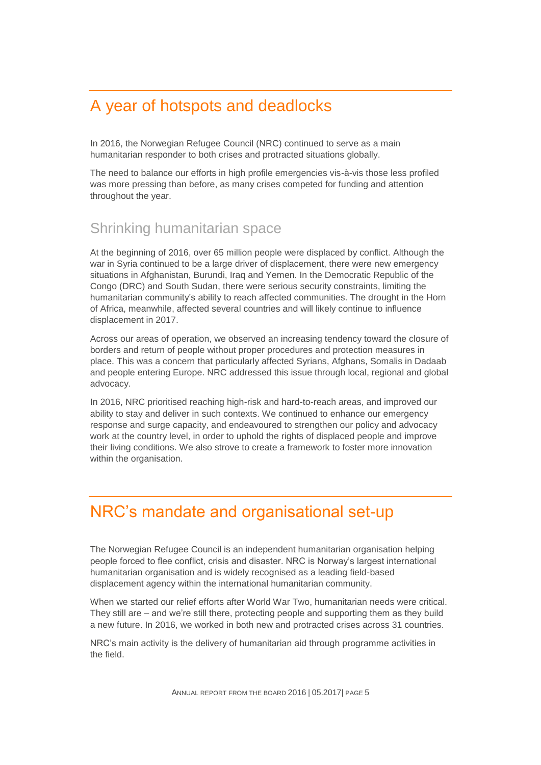## A year of hotspots and deadlocks

In 2016, the Norwegian Refugee Council (NRC) continued to serve as a main humanitarian responder to both crises and protracted situations globally.

The need to balance our efforts in high profile emergencies vis-à-vis those less profiled was more pressing than before, as many crises competed for funding and attention throughout the year.

### Shrinking humanitarian space

At the beginning of 2016, over 65 million people were displaced by conflict. Although the war in Syria continued to be a large driver of displacement, there were new emergency situations in Afghanistan, Burundi, Iraq and Yemen. In the Democratic Republic of the Congo (DRC) and South Sudan, there were serious security constraints, limiting the humanitarian community's ability to reach affected communities. The drought in the Horn of Africa, meanwhile, affected several countries and will likely continue to influence displacement in 2017.

Across our areas of operation, we observed an increasing tendency toward the closure of borders and return of people without proper procedures and protection measures in place. This was a concern that particularly affected Syrians, Afghans, Somalis in Dadaab and people entering Europe. NRC addressed this issue through local, regional and global advocacy.

In 2016, NRC prioritised reaching high-risk and hard-to-reach areas, and improved our ability to stay and deliver in such contexts. We continued to enhance our emergency response and surge capacity, and endeavoured to strengthen our policy and advocacy work at the country level, in order to uphold the rights of displaced people and improve their living conditions. We also strove to create a framework to foster more innovation within the organisation.

## NRC's mandate and organisational set-up

The Norwegian Refugee Council is an independent humanitarian organisation helping people forced to flee conflict, crisis and disaster. NRC is Norway's largest international humanitarian organisation and is widely recognised as a leading field-based displacement agency within the international humanitarian community.

When we started our relief efforts after World War Two, humanitarian needs were critical. They still are – and we're still there, protecting people and supporting them as they build a new future. In 2016, we worked in both new and protracted crises across 31 countries.

NRC's main activity is the delivery of humanitarian aid through programme activities in the field.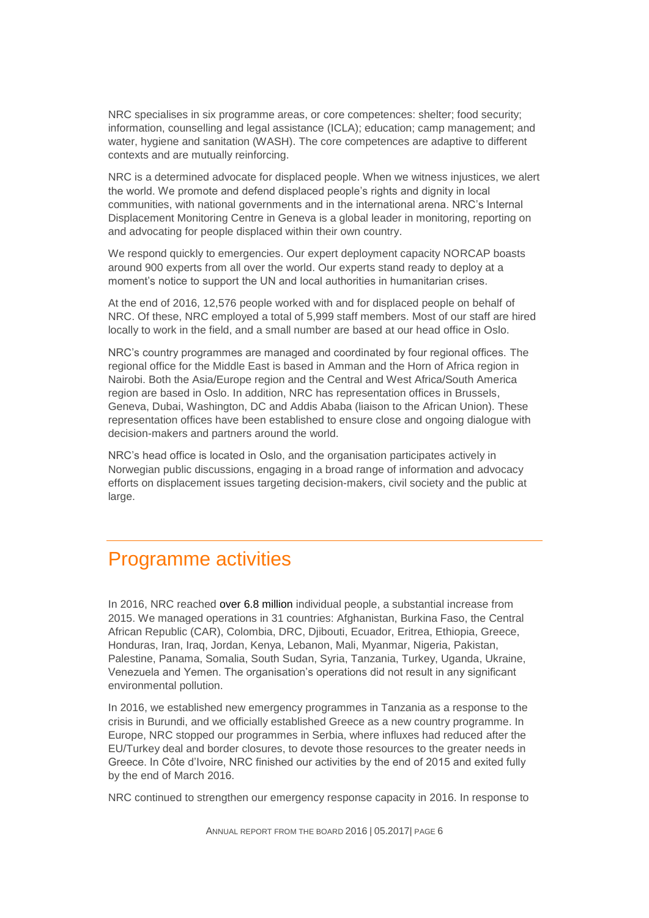NRC specialises in six programme areas, or core competences: shelter; food security; information, counselling and legal assistance (ICLA); education; camp management; and water, hygiene and sanitation (WASH). The core competences are adaptive to different contexts and are mutually reinforcing.

NRC is a determined advocate for displaced people. When we witness injustices, we alert the world. We promote and defend displaced people's rights and dignity in local communities, with national governments and in the international arena. NRC's Internal Displacement Monitoring Centre in Geneva is a global leader in monitoring, reporting on and advocating for people displaced within their own country.

We respond quickly to emergencies. Our expert deployment capacity NORCAP boasts around 900 experts from all over the world. Our experts stand ready to deploy at a moment's notice to support the UN and local authorities in humanitarian crises.

At the end of 2016, 12,576 people worked with and for displaced people on behalf of NRC. Of these, NRC employed a total of 5,999 staff members. Most of our staff are hired locally to work in the field, and a small number are based at our head office in Oslo.

NRC's country programmes are managed and coordinated by four regional offices. The regional office for the Middle East is based in Amman and the Horn of Africa region in Nairobi. Both the Asia/Europe region and the Central and West Africa/South America region are based in Oslo. In addition, NRC has representation offices in Brussels, Geneva, Dubai, Washington, DC and Addis Ababa (liaison to the African Union). These representation offices have been established to ensure close and ongoing dialogue with decision-makers and partners around the world.

NRC's head office is located in Oslo, and the organisation participates actively in Norwegian public discussions, engaging in a broad range of information and advocacy efforts on displacement issues targeting decision-makers, civil society and the public at large.

## Programme activities

In 2016, NRC reached over 6.8 million individual people, a substantial increase from 2015. We managed operations in 31 countries: Afghanistan, Burkina Faso, the Central African Republic (CAR), Colombia, DRC, Djibouti, Ecuador, Eritrea, Ethiopia, Greece, Honduras, Iran, Iraq, Jordan, Kenya, Lebanon, Mali, Myanmar, Nigeria, Pakistan, Palestine, Panama, Somalia, South Sudan, Syria, Tanzania, Turkey, Uganda, Ukraine, Venezuela and Yemen. The organisation's operations did not result in any significant environmental pollution.

In 2016, we established new emergency programmes in Tanzania as a response to the crisis in Burundi, and we officially established Greece as a new country programme. In Europe, NRC stopped our programmes in Serbia, where influxes had reduced after the EU/Turkey deal and border closures, to devote those resources to the greater needs in Greece. In Côte d'Ivoire, NRC finished our activities by the end of 2015 and exited fully by the end of March 2016.

NRC continued to strengthen our emergency response capacity in 2016. In response to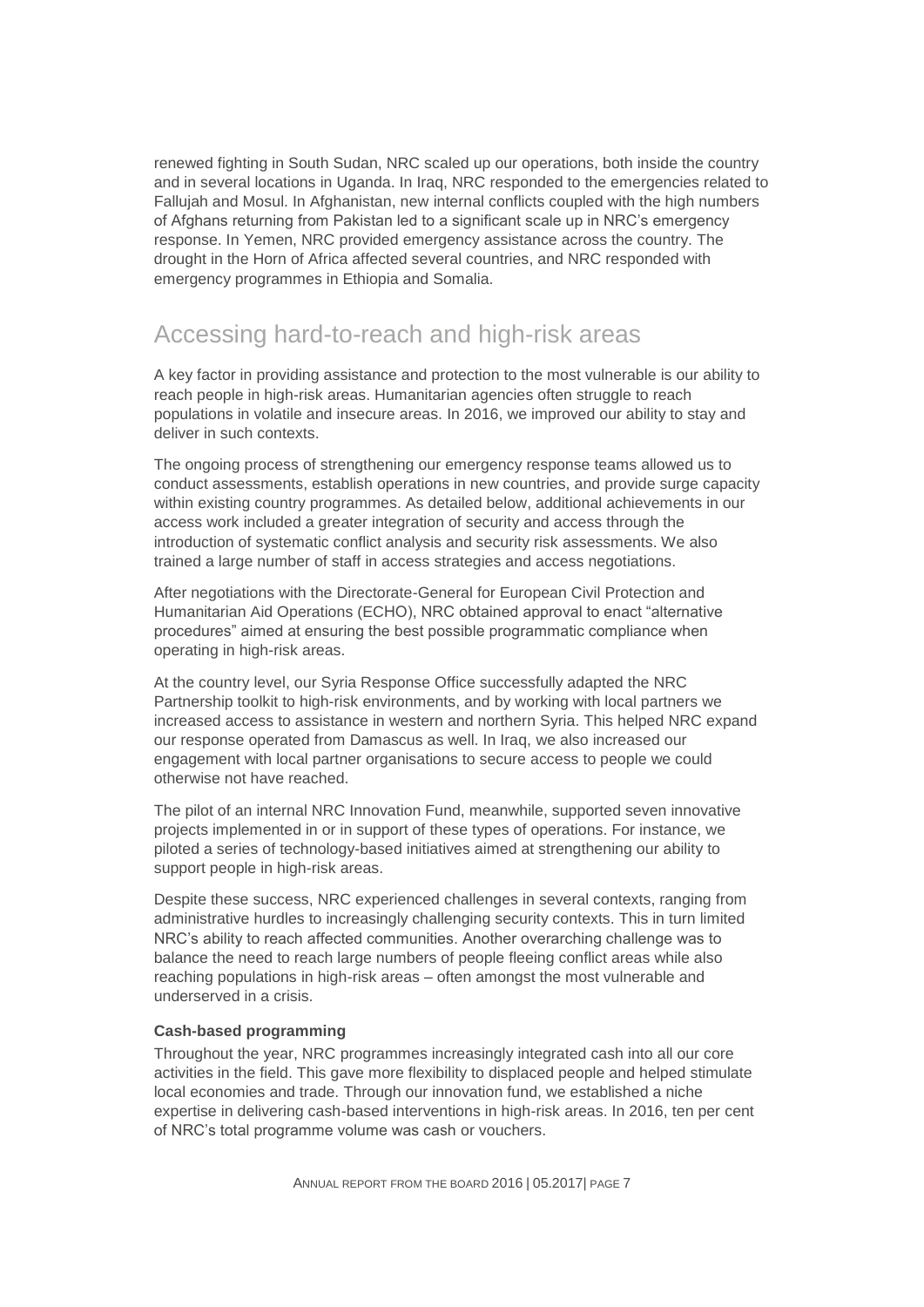renewed fighting in South Sudan, NRC scaled up our operations, both inside the country and in several locations in Uganda. In Iraq, NRC responded to the emergencies related to Fallujah and Mosul. In Afghanistan, new internal conflicts coupled with the high numbers of Afghans returning from Pakistan led to a significant scale up in NRC's emergency response. In Yemen, NRC provided emergency assistance across the country. The drought in the Horn of Africa affected several countries, and NRC responded with emergency programmes in Ethiopia and Somalia.

## Accessing hard-to-reach and high-risk areas

A key factor in providing assistance and protection to the most vulnerable is our ability to reach people in high-risk areas. Humanitarian agencies often struggle to reach populations in volatile and insecure areas. In 2016, we improved our ability to stay and deliver in such contexts.

The ongoing process of strengthening our emergency response teams allowed us to conduct assessments, establish operations in new countries, and provide surge capacity within existing country programmes. As detailed below, additional achievements in our access work included a greater integration of security and access through the introduction of systematic conflict analysis and security risk assessments. We also trained a large number of staff in access strategies and access negotiations.

After negotiations with the Directorate-General for European Civil Protection and Humanitarian Aid Operations (ECHO), NRC obtained approval to enact "alternative procedures" aimed at ensuring the best possible programmatic compliance when operating in high-risk areas.

At the country level, our Syria Response Office successfully adapted the NRC Partnership toolkit to high-risk environments, and by working with local partners we increased access to assistance in western and northern Syria. This helped NRC expand our response operated from Damascus as well. In Iraq, we also increased our engagement with local partner organisations to secure access to people we could otherwise not have reached.

The pilot of an internal NRC Innovation Fund, meanwhile, supported seven innovative projects implemented in or in support of these types of operations. For instance, we piloted a series of technology-based initiatives aimed at strengthening our ability to support people in high-risk areas.

Despite these success, NRC experienced challenges in several contexts, ranging from administrative hurdles to increasingly challenging security contexts. This in turn limited NRC's ability to reach affected communities. Another overarching challenge was to balance the need to reach large numbers of people fleeing conflict areas while also reaching populations in high-risk areas – often amongst the most vulnerable and underserved in a crisis.

**Cash-based programming**

Throughout the year, NRC programmes increasingly integrated cash into all our core activities in the field. This gave more flexibility to displaced people and helped stimulate local economies and trade. Through our innovation fund, we established a niche expertise in delivering cash-based interventions in high-risk areas. In 2016, ten per cent of NRC's total programme volume was cash or vouchers.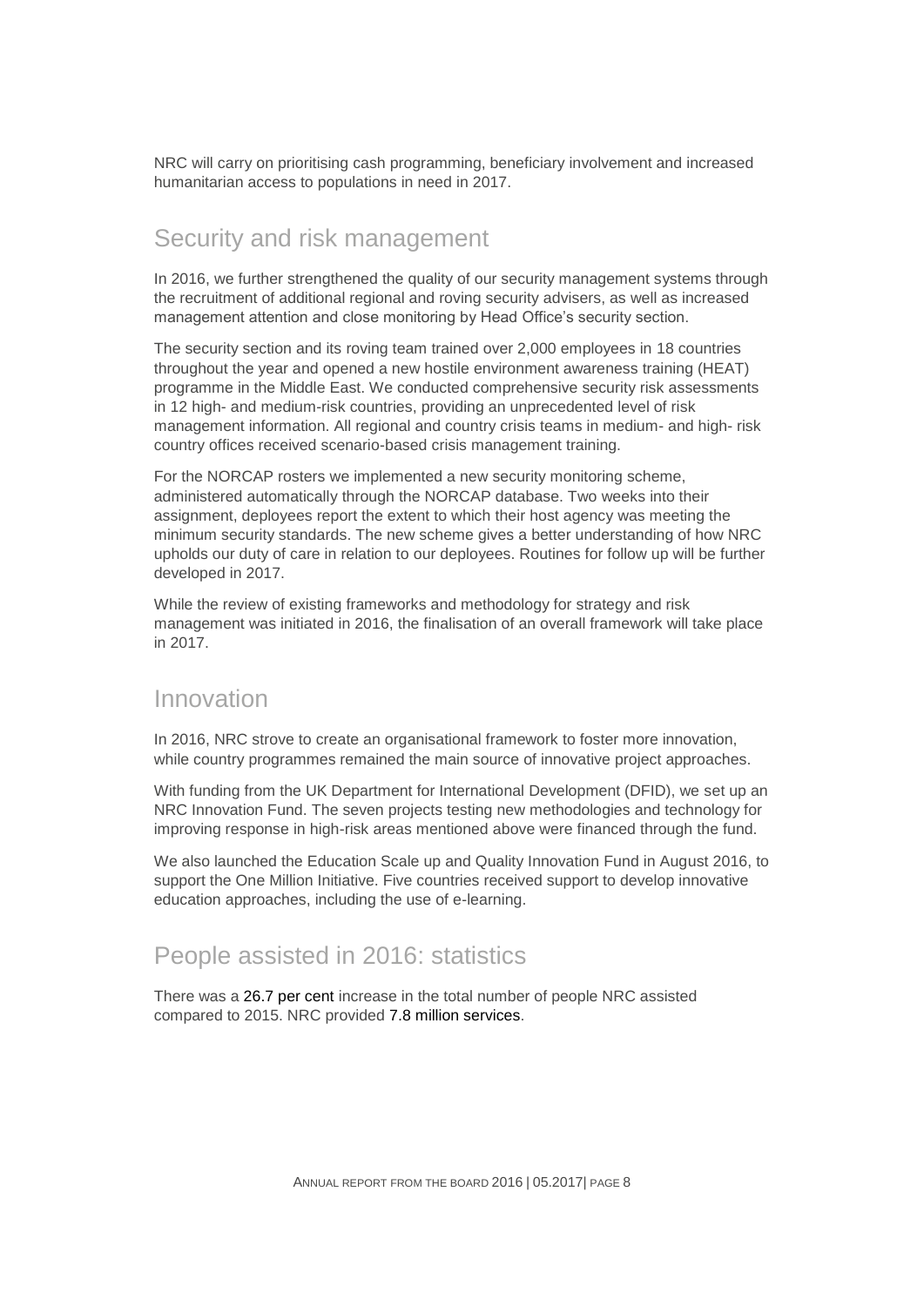NRC will carry on prioritising cash programming, beneficiary involvement and increased humanitarian access to populations in need in 2017.

## Security and risk management

In 2016, we further strengthened the quality of our security management systems through the recruitment of additional regional and roving security advisers, as well as increased management attention and close monitoring by Head Office's security section.

The security section and its roving team trained over 2,000 employees in 18 countries throughout the year and opened a new hostile environment awareness training (HEAT) programme in the Middle East. We conducted comprehensive security risk assessments in 12 high- and medium-risk countries, providing an unprecedented level of risk management information. All regional and country crisis teams in medium- and high- risk country offices received scenario-based crisis management training.

For the NORCAP rosters we implemented a new security monitoring scheme, administered automatically through the NORCAP database. Two weeks into their assignment, deployees report the extent to which their host agency was meeting the minimum security standards. The new scheme gives a better understanding of how NRC upholds our duty of care in relation to our deployees. Routines for follow up will be further developed in 2017.

While the review of existing frameworks and methodology for strategy and risk management was initiated in 2016, the finalisation of an overall framework will take place in 2017.

## Innovation

In 2016, NRC strove to create an organisational framework to foster more innovation, while country programmes remained the main source of innovative project approaches.

With funding from the UK Department for International Development (DFID), we set up an NRC Innovation Fund. The seven projects testing new methodologies and technology for improving response in high-risk areas mentioned above were financed through the fund.

We also launched the Education Scale up and Quality Innovation Fund in August 2016, to support the One Million Initiative. Five countries received support to develop innovative education approaches, including the use of e-learning.

## People assisted in 2016: statistics

There was a 26.7 per cent increase in the total number of people NRC assisted compared to 2015. NRC provided 7.8 million services.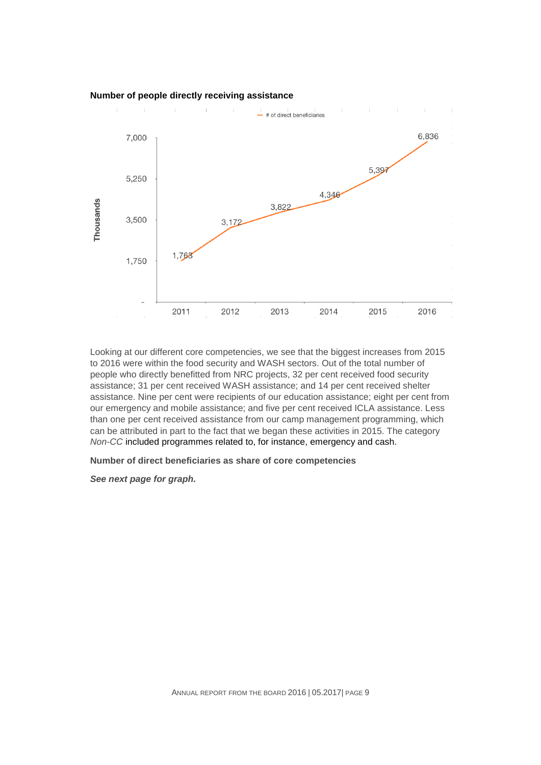**Number of people directly receiving assistance**

| Year | # of direct beneficiaries (Thousands) |
| --- | --- |
| 2011 | 1,763 |
| 2012 | 3,172 |
| 2013 | 3,822 |
| 2014 | 4,346 |
| 2015 | 5,397 |
| 2016 | 6,836 |

Looking at our different core competencies, we see that the biggest increases from 2015 to 2016 were within the food security and WASH sectors. Out of the total number of people who directly benefitted from NRC projects, 32 per cent received food security assistance; 31 per cent received WASH assistance; and 14 per cent received shelter assistance. Nine per cent were recipients of our education assistance; eight per cent from our emergency and mobile assistance; and five per cent received ICLA assistance. Less than one per cent received assistance from our camp management programming, which can be attributed in part to the fact that we began these activities in 2015. The category *Non-CC* included programmes related to, for instance, emergency and cash.

**Number of direct beneficiaries as share of core competencies**

***See next page for graph.***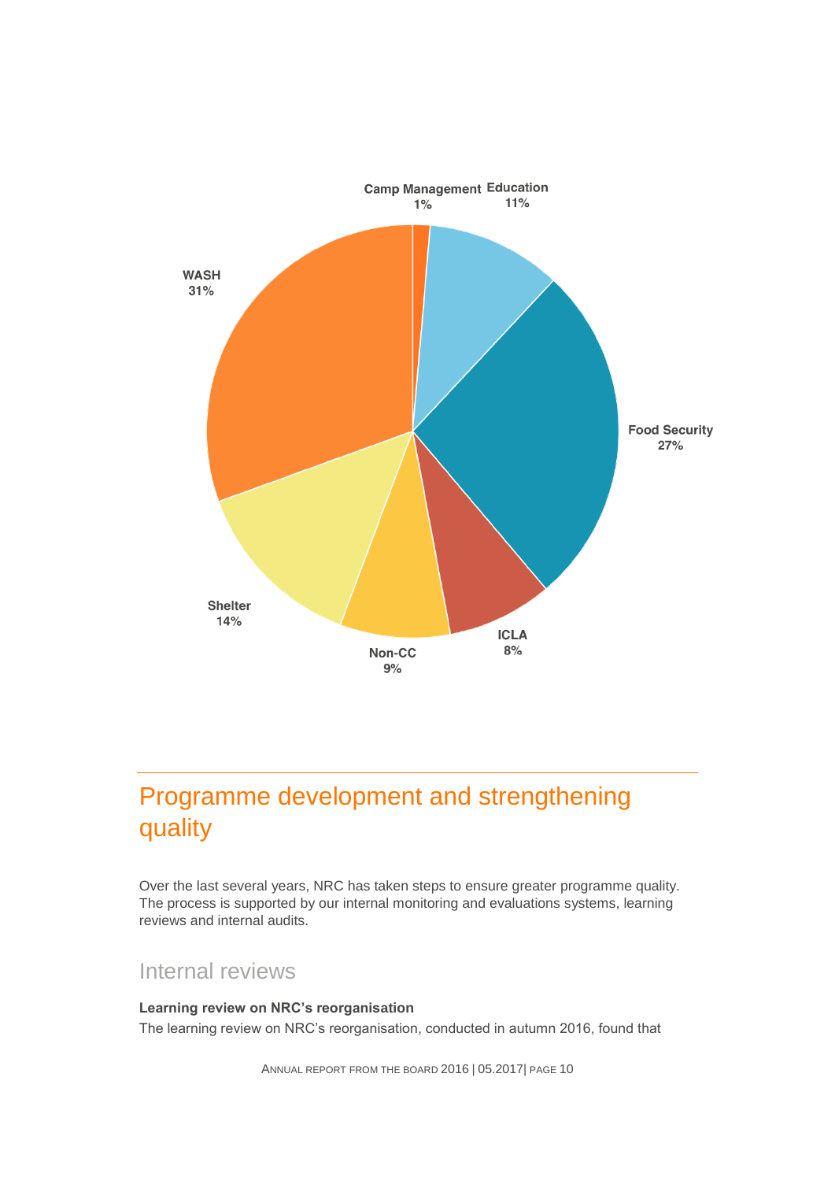Camp Management 1%
Education 11%
Food Security 27%
ICLA 8%
Non-CC 9%
Shelter 14%
WASH 31%

## Programme development and strengthening quality

Over the last several years, NRC has taken steps to ensure greater programme quality. The process is supported by our internal monitoring and evaluations systems, learning reviews and internal audits.

### Internal reviews

**Learning review on NRC's reorganisation**

The learning review on NRC's reorganisation, conducted in autumn 2016, found that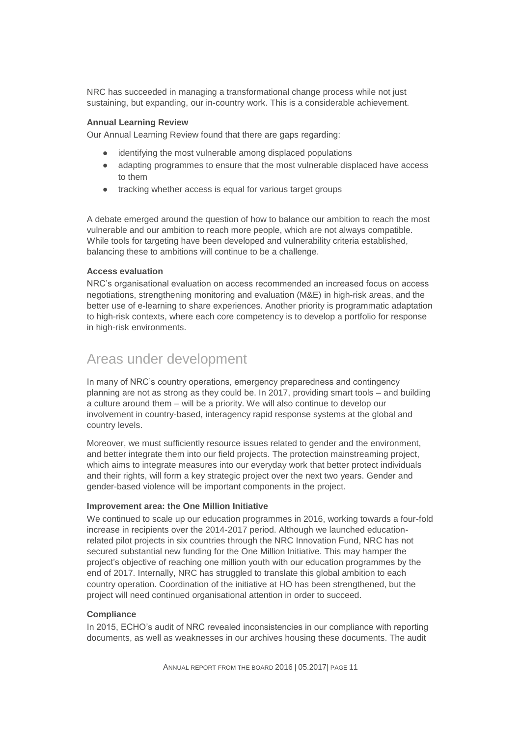NRC has succeeded in managing a transformational change process while not just sustaining, but expanding, our in-country work. This is a considerable achievement.

**Annual Learning Review**

Our Annual Learning Review found that there are gaps regarding:

- identifying the most vulnerable among displaced populations
- adapting programmes to ensure that the most vulnerable displaced have access to them
- tracking whether access is equal for various target groups

A debate emerged around the question of how to balance our ambition to reach the most vulnerable and our ambition to reach more people, which are not always compatible. While tools for targeting have been developed and vulnerability criteria established, balancing these to ambitions will continue to be a challenge.

**Access evaluation**

NRC's organisational evaluation on access recommended an increased focus on access negotiations, strengthening monitoring and evaluation (M&E) in high-risk areas, and the better use of e-learning to share experiences. Another priority is programmatic adaptation to high-risk contexts, where each core competency is to develop a portfolio for response in high-risk environments.

## Areas under development

In many of NRC's country operations, emergency preparedness and contingency planning are not as strong as they could be. In 2017, providing smart tools – and building a culture around them – will be a priority. We will also continue to develop our involvement in country-based, interagency rapid response systems at the global and country levels.

Moreover, we must sufficiently resource issues related to gender and the environment, and better integrate them into our field projects. The protection mainstreaming project, which aims to integrate measures into our everyday work that better protect individuals and their rights, will form a key strategic project over the next two years. Gender and gender-based violence will be important components in the project.

**Improvement area: the One Million Initiative**

We continued to scale up our education programmes in 2016, working towards a four-fold increase in recipients over the 2014-2017 period. Although we launched education-related pilot projects in six countries through the NRC Innovation Fund, NRC has not secured substantial new funding for the One Million Initiative. This may hamper the project's objective of reaching one million youth with our education programmes by the end of 2017. Internally, NRC has struggled to translate this global ambition to each country operation. Coordination of the initiative at HO has been strengthened, but the project will need continued organisational attention in order to succeed.

**Compliance**

In 2015, ECHO's audit of NRC revealed inconsistencies in our compliance with reporting documents, as well as weaknesses in our archives housing these documents. The audit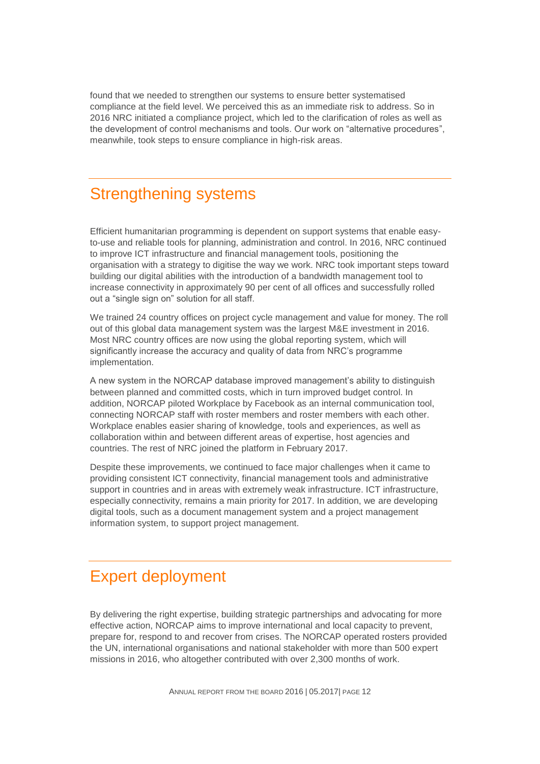found that we needed to strengthen our systems to ensure better systematised compliance at the field level. We perceived this as an immediate risk to address. So in 2016 NRC initiated a compliance project, which led to the clarification of roles as well as the development of control mechanisms and tools. Our work on "alternative procedures", meanwhile, took steps to ensure compliance in high-risk areas.

## Strengthening systems

Efficient humanitarian programming is dependent on support systems that enable easy-to-use and reliable tools for planning, administration and control. In 2016, NRC continued to improve ICT infrastructure and financial management tools, positioning the organisation with a strategy to digitise the way we work. NRC took important steps toward building our digital abilities with the introduction of a bandwidth management tool to increase connectivity in approximately 90 per cent of all offices and successfully rolled out a "single sign on" solution for all staff.

We trained 24 country offices on project cycle management and value for money. The roll out of this global data management system was the largest M&E investment in 2016. Most NRC country offices are now using the global reporting system, which will significantly increase the accuracy and quality of data from NRC's programme implementation.

A new system in the NORCAP database improved management's ability to distinguish between planned and committed costs, which in turn improved budget control. In addition, NORCAP piloted Workplace by Facebook as an internal communication tool, connecting NORCAP staff with roster members and roster members with each other. Workplace enables easier sharing of knowledge, tools and experiences, as well as collaboration within and between different areas of expertise, host agencies and countries. The rest of NRC joined the platform in February 2017.

Despite these improvements, we continued to face major challenges when it came to providing consistent ICT connectivity, financial management tools and administrative support in countries and in areas with extremely weak infrastructure. ICT infrastructure, especially connectivity, remains a main priority for 2017. In addition, we are developing digital tools, such as a document management system and a project management information system, to support project management.

## Expert deployment

By delivering the right expertise, building strategic partnerships and advocating for more effective action, NORCAP aims to improve international and local capacity to prevent, prepare for, respond to and recover from crises. The NORCAP operated rosters provided the UN, international organisations and national stakeholder with more than 500 expert missions in 2016, who altogether contributed with over 2,300 months of work.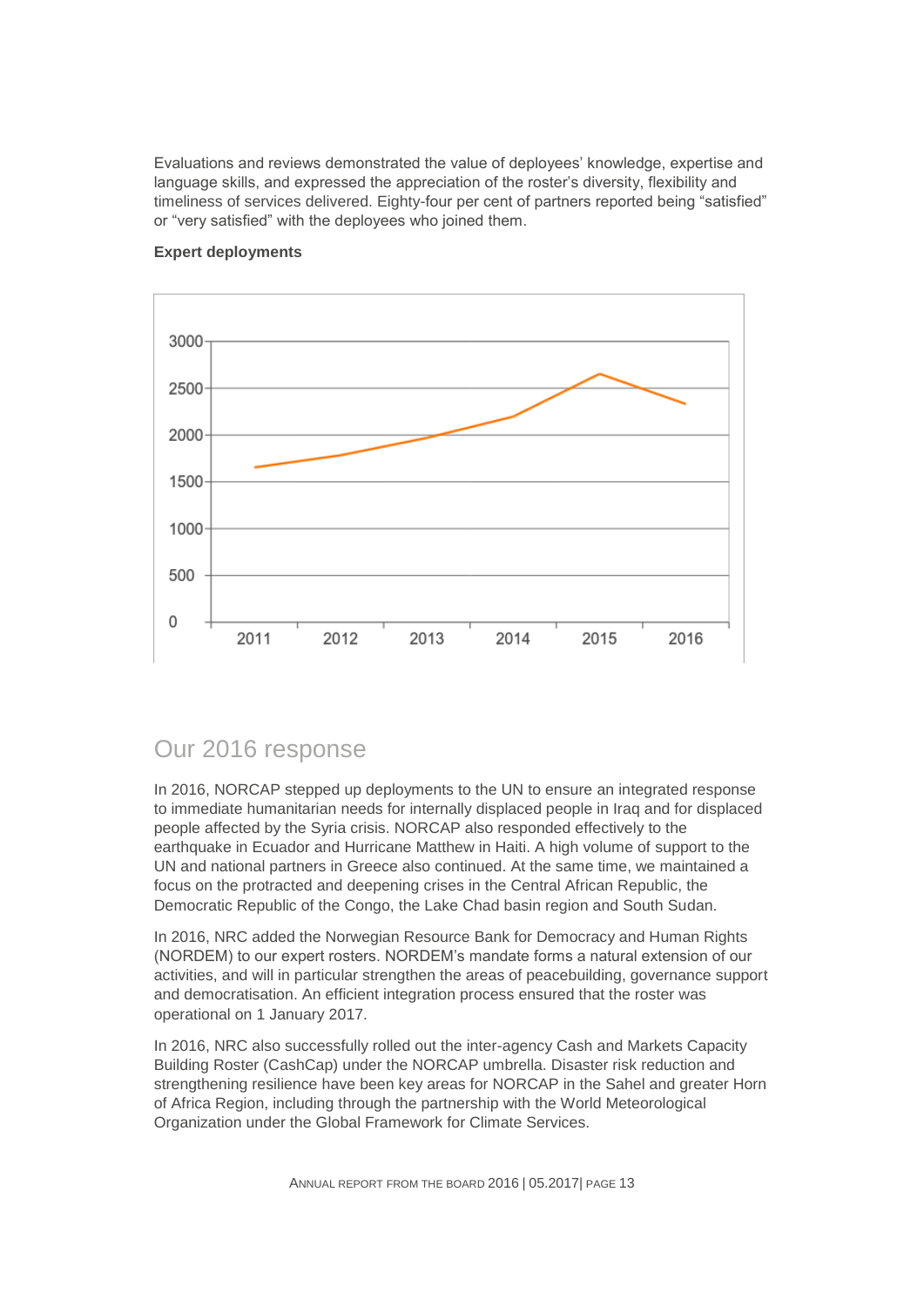Evaluations and reviews demonstrated the value of deployees' knowledge, expertise and language skills, and expressed the appreciation of the roster's diversity, flexibility and timeliness of services delivered. Eighty-four per cent of partners reported being "satisfied" or "very satisfied" with the deployees who joined them.

**Expert deployments**

# Our 2016 response

In 2016, NORCAP stepped up deployments to the UN to ensure an integrated response to immediate humanitarian needs for internally displaced people in Iraq and for displaced people affected by the Syria crisis. NORCAP also responded effectively to the earthquake in Ecuador and Hurricane Matthew in Haiti. A high volume of support to the UN and national partners in Greece also continued. At the same time, we maintained a focus on the protracted and deepening crises in the Central African Republic, the Democratic Republic of the Congo, the Lake Chad basin region and South Sudan.

In 2016, NRC added the Norwegian Resource Bank for Democracy and Human Rights (NORDEM) to our expert rosters. NORDEM's mandate forms a natural extension of our activities, and will in particular strengthen the areas of peacebuilding, governance support and democratisation. An efficient integration process ensured that the roster was operational on 1 January 2017.

In 2016, NRC also successfully rolled out the inter-agency Cash and Markets Capacity Building Roster (CashCap) under the NORCAP umbrella. Disaster risk reduction and strengthening resilience have been key areas for NORCAP in the Sahel and greater Horn of Africa Region, including through the partnership with the World Meteorological Organization under the Global Framework for Climate Services.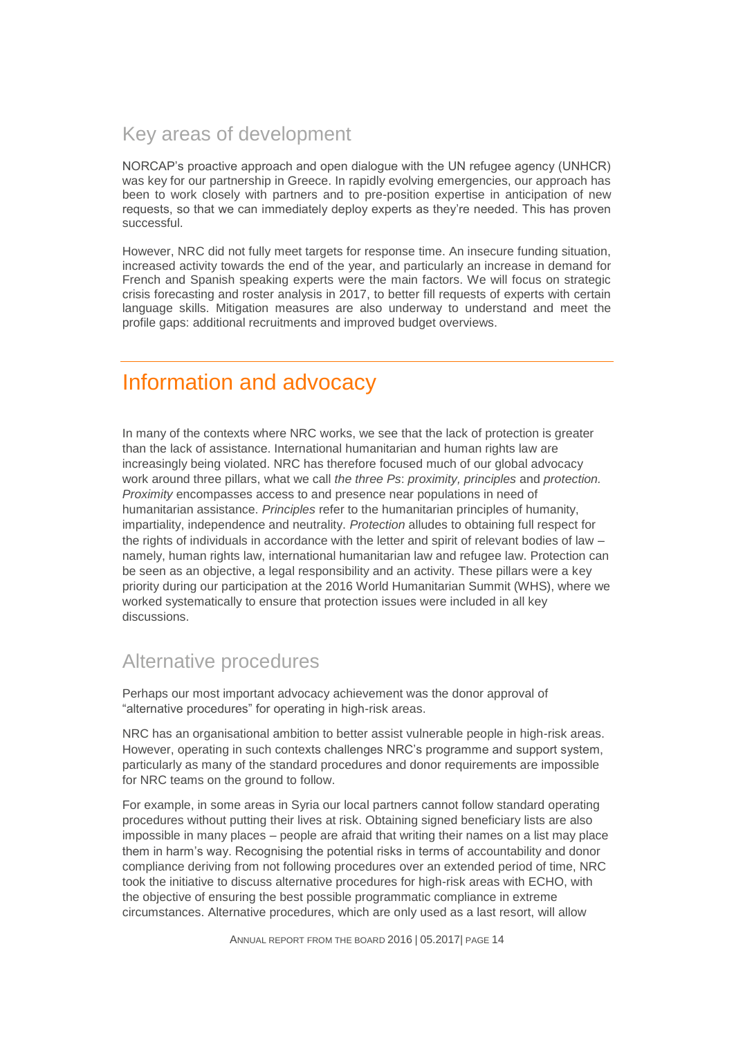## Key areas of development

NORCAP's proactive approach and open dialogue with the UN refugee agency (UNHCR) was key for our partnership in Greece. In rapidly evolving emergencies, our approach has been to work closely with partners and to pre-position expertise in anticipation of new requests, so that we can immediately deploy experts as they're needed. This has proven successful.

However, NRC did not fully meet targets for response time. An insecure funding situation, increased activity towards the end of the year, and particularly an increase in demand for French and Spanish speaking experts were the main factors. We will focus on strategic crisis forecasting and roster analysis in 2017, to better fill requests of experts with certain language skills. Mitigation measures are also underway to understand and meet the profile gaps: additional recruitments and improved budget overviews.

# Information and advocacy

In many of the contexts where NRC works, we see that the lack of protection is greater than the lack of assistance. International humanitarian and human rights law are increasingly being violated. NRC has therefore focused much of our global advocacy work around three pillars, what we call *the three Ps*: *proximity, principles* and *protection. Proximity* encompasses access to and presence near populations in need of humanitarian assistance. *Principles* refer to the humanitarian principles of humanity, impartiality, independence and neutrality. *Protection* alludes to obtaining full respect for the rights of individuals in accordance with the letter and spirit of relevant bodies of law – namely, human rights law, international humanitarian law and refugee law. Protection can be seen as an objective, a legal responsibility and an activity. These pillars were a key priority during our participation at the 2016 World Humanitarian Summit (WHS), where we worked systematically to ensure that protection issues were included in all key discussions.

## Alternative procedures

Perhaps our most important advocacy achievement was the donor approval of "alternative procedures" for operating in high-risk areas.

NRC has an organisational ambition to better assist vulnerable people in high-risk areas. However, operating in such contexts challenges NRC's programme and support system, particularly as many of the standard procedures and donor requirements are impossible for NRC teams on the ground to follow.

For example, in some areas in Syria our local partners cannot follow standard operating procedures without putting their lives at risk. Obtaining signed beneficiary lists are also impossible in many places – people are afraid that writing their names on a list may place them in harm's way. Recognising the potential risks in terms of accountability and donor compliance deriving from not following procedures over an extended period of time, NRC took the initiative to discuss alternative procedures for high-risk areas with ECHO, with the objective of ensuring the best possible programmatic compliance in extreme circumstances. Alternative procedures, which are only used as a last resort, will allow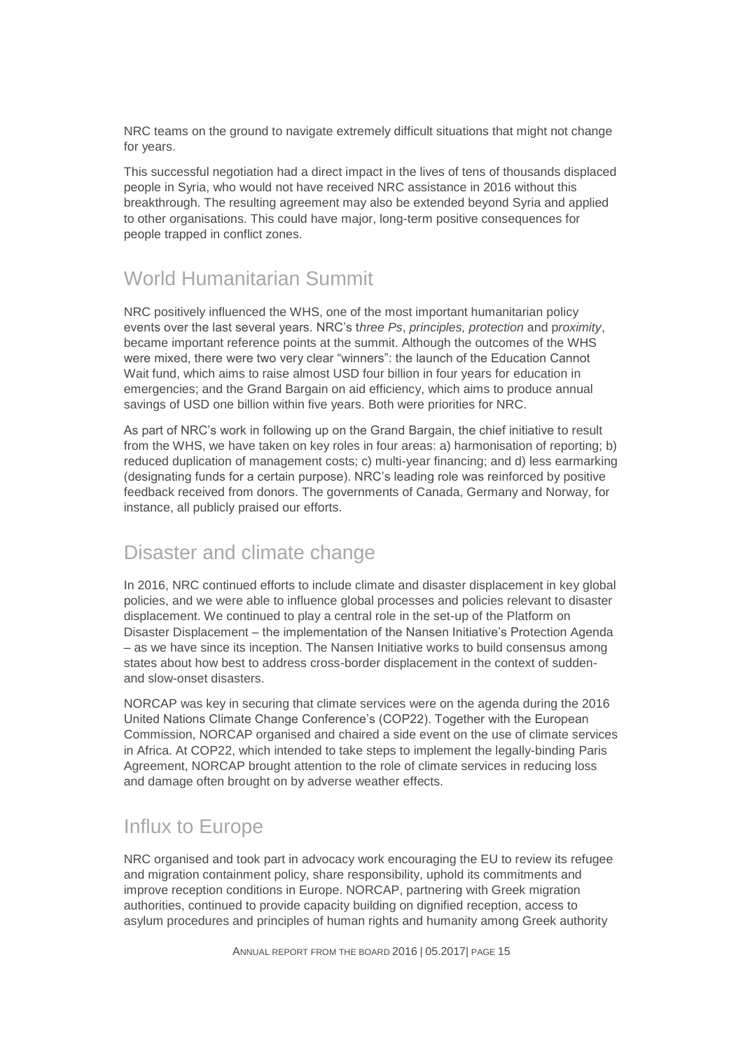NRC teams on the ground to navigate extremely difficult situations that might not change for years.

This successful negotiation had a direct impact in the lives of tens of thousands displaced people in Syria, who would not have received NRC assistance in 2016 without this breakthrough. The resulting agreement may also be extended beyond Syria and applied to other organisations. This could have major, long-term positive consequences for people trapped in conflict zones.

## World Humanitarian Summit

NRC positively influenced the WHS, one of the most important humanitarian policy events over the last several years. NRC's t*hree Ps*, *principles, protection* and p*roximity*, became important reference points at the summit. Although the outcomes of the WHS were mixed, there were two very clear "winners": the launch of the Education Cannot Wait fund, which aims to raise almost USD four billion in four years for education in emergencies; and the Grand Bargain on aid efficiency, which aims to produce annual savings of USD one billion within five years. Both were priorities for NRC.

As part of NRC's work in following up on the Grand Bargain, the chief initiative to result from the WHS, we have taken on key roles in four areas: a) harmonisation of reporting; b) reduced duplication of management costs; c) multi-year financing; and d) less earmarking (designating funds for a certain purpose). NRC's leading role was reinforced by positive feedback received from donors. The governments of Canada, Germany and Norway, for instance, all publicly praised our efforts.

## Disaster and climate change

In 2016, NRC continued efforts to include climate and disaster displacement in key global policies, and we were able to influence global processes and policies relevant to disaster displacement. We continued to play a central role in the set-up of the Platform on Disaster Displacement – the implementation of the Nansen Initiative's Protection Agenda – as we have since its inception. The Nansen Initiative works to build consensus among states about how best to address cross-border displacement in the context of sudden- and slow-onset disasters.

NORCAP was key in securing that climate services were on the agenda during the 2016 United Nations Climate Change Conference's (COP22). Together with the European Commission, NORCAP organised and chaired a side event on the use of climate services in Africa. At COP22, which intended to take steps to implement the legally-binding Paris Agreement, NORCAP brought attention to the role of climate services in reducing loss and damage often brought on by adverse weather effects.

## Influx to Europe

NRC organised and took part in advocacy work encouraging the EU to review its refugee and migration containment policy, share responsibility, uphold its commitments and improve reception conditions in Europe. NORCAP, partnering with Greek migration authorities, continued to provide capacity building on dignified reception, access to asylum procedures and principles of human rights and humanity among Greek authority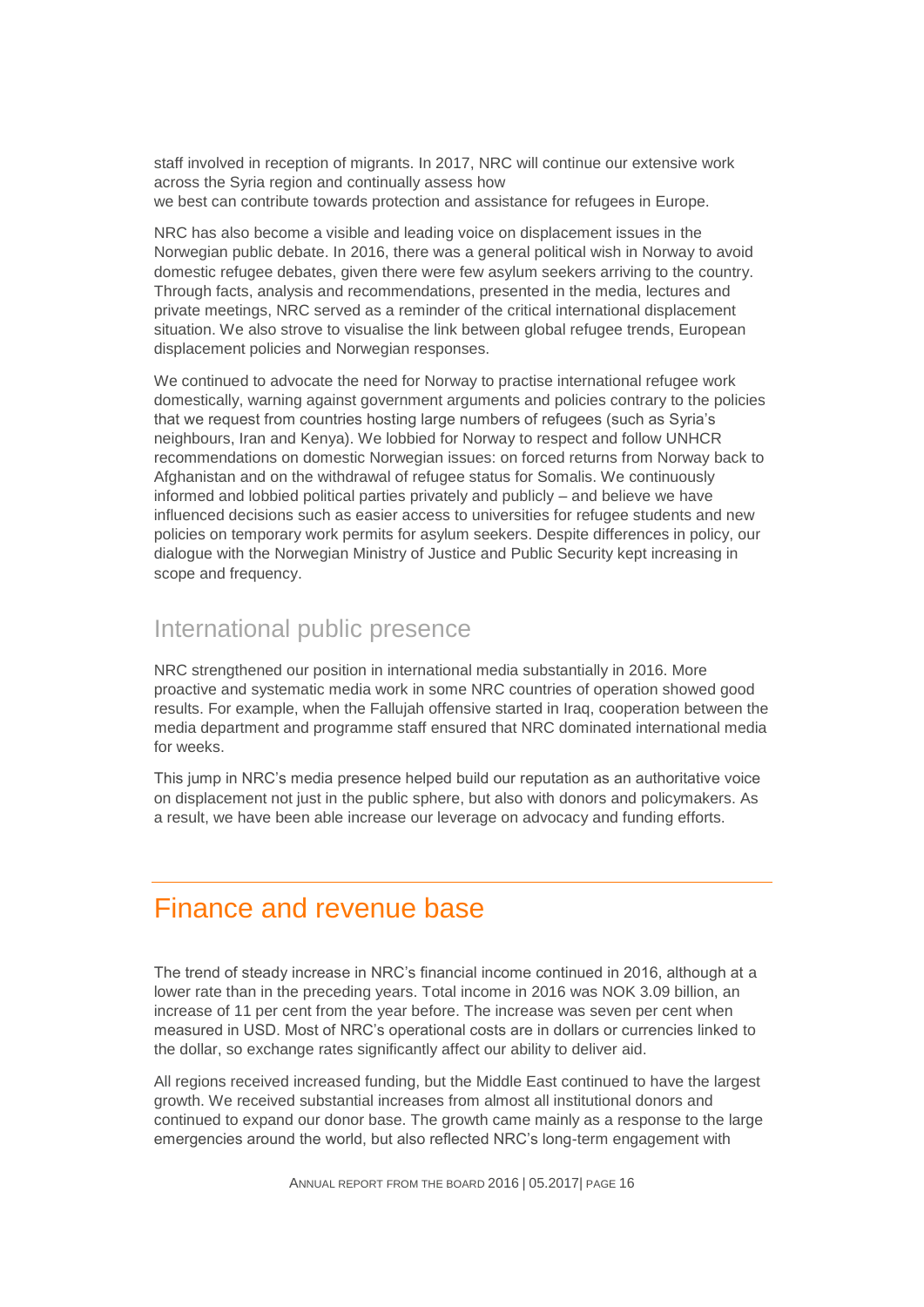staff involved in reception of migrants. In 2017, NRC will continue our extensive work across the Syria region and continually assess how we best can contribute towards protection and assistance for refugees in Europe.

NRC has also become a visible and leading voice on displacement issues in the Norwegian public debate. In 2016, there was a general political wish in Norway to avoid domestic refugee debates, given there were few asylum seekers arriving to the country. Through facts, analysis and recommendations, presented in the media, lectures and private meetings, NRC served as a reminder of the critical international displacement situation. We also strove to visualise the link between global refugee trends, European displacement policies and Norwegian responses.

We continued to advocate the need for Norway to practise international refugee work domestically, warning against government arguments and policies contrary to the policies that we request from countries hosting large numbers of refugees (such as Syria's neighbours, Iran and Kenya). We lobbied for Norway to respect and follow UNHCR recommendations on domestic Norwegian issues: on forced returns from Norway back to Afghanistan and on the withdrawal of refugee status for Somalis. We continuously informed and lobbied political parties privately and publicly – and believe we have influenced decisions such as easier access to universities for refugee students and new policies on temporary work permits for asylum seekers. Despite differences in policy, our dialogue with the Norwegian Ministry of Justice and Public Security kept increasing in scope and frequency.

## International public presence

NRC strengthened our position in international media substantially in 2016. More proactive and systematic media work in some NRC countries of operation showed good results. For example, when the Fallujah offensive started in Iraq, cooperation between the media department and programme staff ensured that NRC dominated international media for weeks.

This jump in NRC's media presence helped build our reputation as an authoritative voice on displacement not just in the public sphere, but also with donors and policymakers. As a result, we have been able increase our leverage on advocacy and funding efforts.

# Finance and revenue base

The trend of steady increase in NRC's financial income continued in 2016, although at a lower rate than in the preceding years. Total income in 2016 was NOK 3.09 billion, an increase of 11 per cent from the year before. The increase was seven per cent when measured in USD. Most of NRC's operational costs are in dollars or currencies linked to the dollar, so exchange rates significantly affect our ability to deliver aid.

All regions received increased funding, but the Middle East continued to have the largest growth. We received substantial increases from almost all institutional donors and continued to expand our donor base. The growth came mainly as a response to the large emergencies around the world, but also reflected NRC's long-term engagement with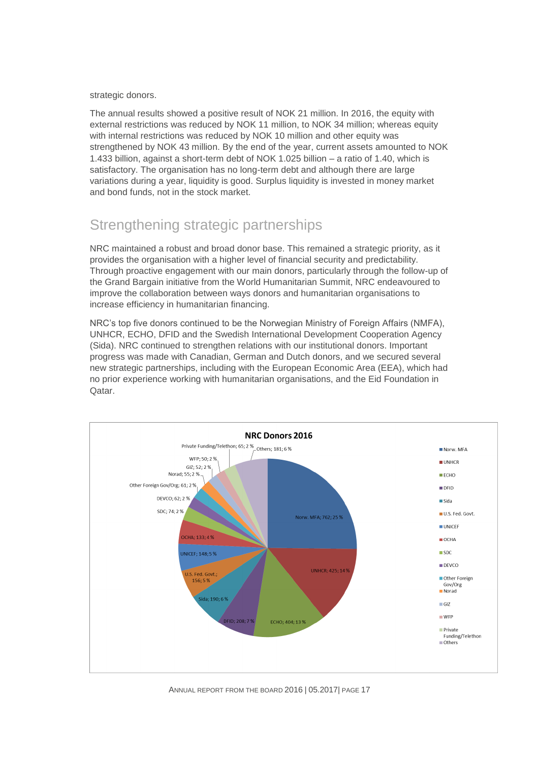strategic donors.

The annual results showed a positive result of NOK 21 million. In 2016, the equity with external restrictions was reduced by NOK 11 million, to NOK 34 million; whereas equity with internal restrictions was reduced by NOK 10 million and other equity was strengthened by NOK 43 million. By the end of the year, current assets amounted to NOK 1.433 billion, against a short-term debt of NOK 1.025 billion – a ratio of 1.40, which is satisfactory. The organisation has no long-term debt and although there are large variations during a year, liquidity is good. Surplus liquidity is invested in money market and bond funds, not in the stock market.

## Strengthening strategic partnerships

NRC maintained a robust and broad donor base. This remained a strategic priority, as it provides the organisation with a higher level of financial security and predictability. Through proactive engagement with our main donors, particularly through the follow-up of the Grand Bargain initiative from the World Humanitarian Summit, NRC endeavoured to improve the collaboration between ways donors and humanitarian organisations to increase efficiency in humanitarian financing.

NRC's top five donors continued to be the Norwegian Ministry of Foreign Affairs (NMFA), UNHCR, ECHO, DFID and the Swedish International Development Cooperation Agency (Sida). NRC continued to strengthen relations with our institutional donors. Important progress was made with Canadian, German and Dutch donors, and we secured several new strategic partnerships, including with the European Economic Area (EEA), which had no prior experience working with humanitarian organisations, and the Eid Foundation in Qatar.

**NRC Donors 2016**

| Donor | Amount | Share |
| --- | --- | --- |
| Norw. MFA | 762 | 25 % |
| UNHCR | 425 | 14 % |
| ECHO | 404 | 13 % |
| DFID | 208 | 7 % |
| Sida | 190 | 6 % |
| U.S. Fed. Govt. | 156 | 5 % |
| UNICEF | 148 | 5 % |
| OCHA | 133 | 4 % |
| SDC | 74 | 2 % |
| DEVCO | 62 | 2 % |
| Other Foreign Gov/Org | 61 | 2 % |
| Norad | 55 | 2 % |
| GIZ | 52 | 2 % |
| WFP | 50 | 2 % |
| Private Funding/Telethon | 65 | 2 % |
| Others | 181 | 6 % |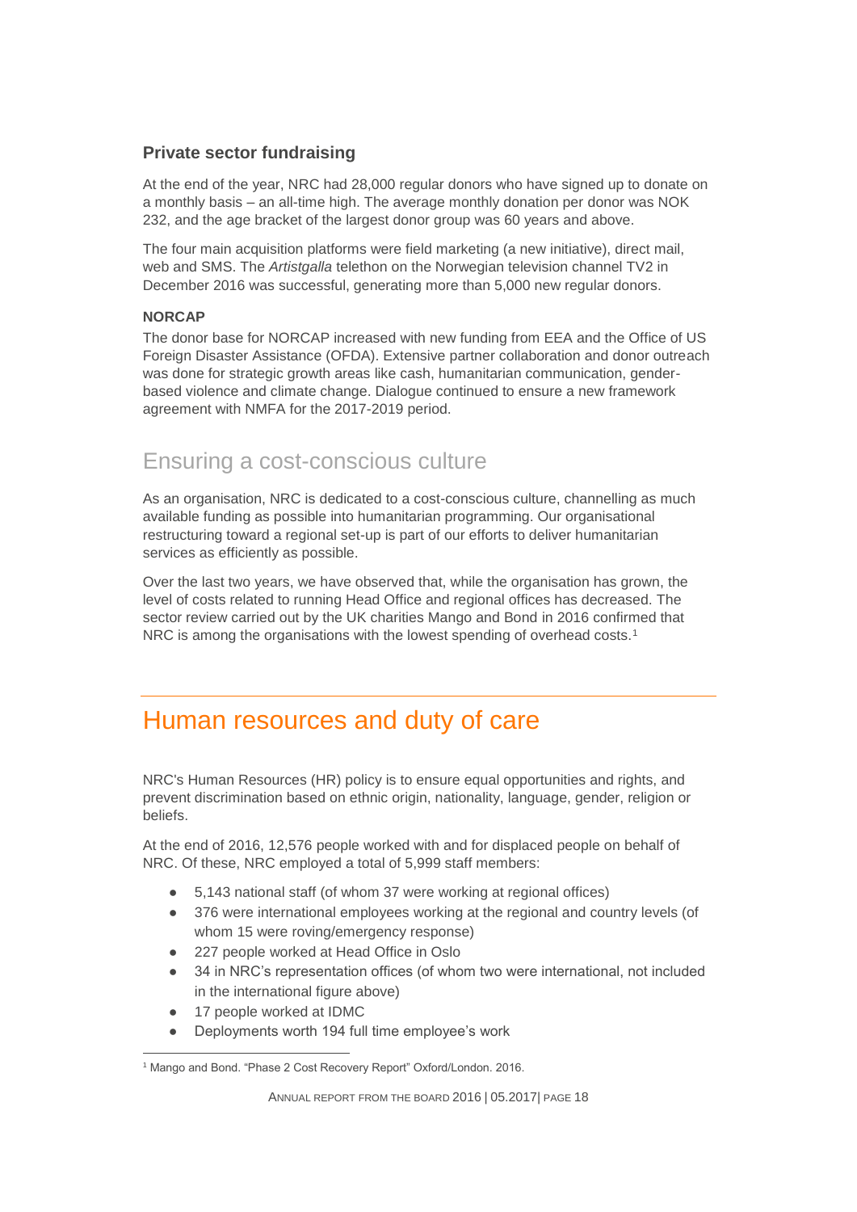### Private sector fundraising

At the end of the year, NRC had 28,000 regular donors who have signed up to donate on a monthly basis – an all-time high. The average monthly donation per donor was NOK 232, and the age bracket of the largest donor group was 60 years and above.

The four main acquisition platforms were field marketing (a new initiative), direct mail, web and SMS. The *Artistgalla* telethon on the Norwegian television channel TV2 in December 2016 was successful, generating more than 5,000 new regular donors.

#### NORCAP

The donor base for NORCAP increased with new funding from EEA and the Office of US Foreign Disaster Assistance (OFDA). Extensive partner collaboration and donor outreach was done for strategic growth areas like cash, humanitarian communication, gender-based violence and climate change. Dialogue continued to ensure a new framework agreement with NMFA for the 2017-2019 period.

## Ensuring a cost-conscious culture

As an organisation, NRC is dedicated to a cost-conscious culture, channelling as much available funding as possible into humanitarian programming. Our organisational restructuring toward a regional set-up is part of our efforts to deliver humanitarian services as efficiently as possible.

Over the last two years, we have observed that, while the organisation has grown, the level of costs related to running Head Office and regional offices has decreased. The sector review carried out by the UK charities Mango and Bond in 2016 confirmed that NRC is among the organisations with the lowest spending of overhead costs.[1]

# Human resources and duty of care

NRC's Human Resources (HR) policy is to ensure equal opportunities and rights, and prevent discrimination based on ethnic origin, nationality, language, gender, religion or beliefs.

At the end of 2016, 12,576 people worked with and for displaced people on behalf of NRC. Of these, NRC employed a total of 5,999 staff members:

- 5,143 national staff (of whom 37 were working at regional offices)
- 376 were international employees working at the regional and country levels (of whom 15 were roving/emergency response)
- 227 people worked at Head Office in Oslo
- 34 in NRC's representation offices (of whom two were international, not included in the international figure above)
- 17 people worked at IDMC
- Deployments worth 194 full time employee's work

[1] Mango and Bond. "Phase 2 Cost Recovery Report" Oxford/London. 2016.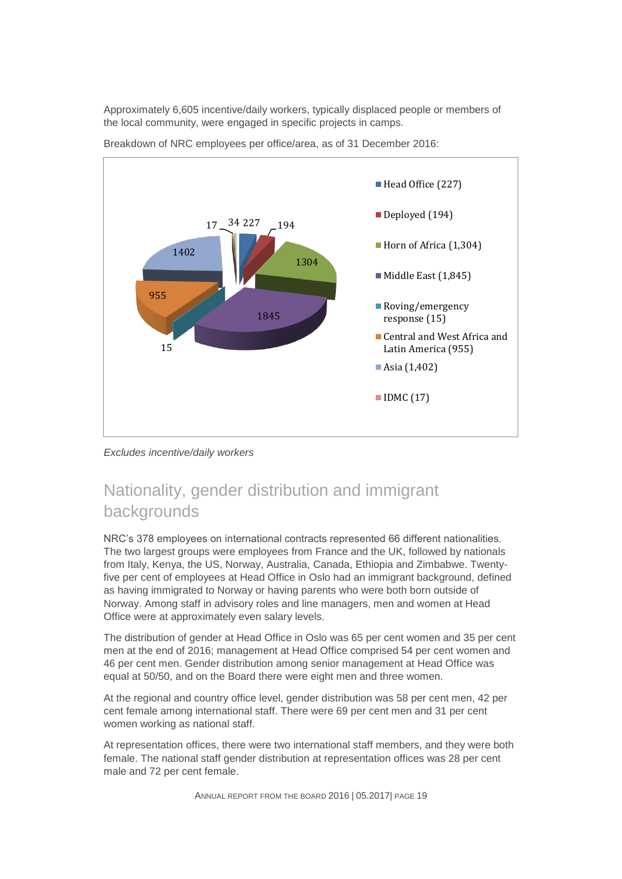Approximately 6,605 incentive/daily workers, typically displaced people or members of the local community, were engaged in specific projects in camps.

Breakdown of NRC employees per office/area, as of 31 December 2016:

- Head Office (227)
- Deployed (194)
- Horn of Africa (1,304)
- Middle East (1,845)
- Roving/emergency response (15)
- Central and West Africa and Latin America (955)
- Asia (1,402)
- IDMC (17)

*Excludes incentive/daily workers*

## Nationality, gender distribution and immigrant backgrounds

NRC's 378 employees on international contracts represented 66 different nationalities. The two largest groups were employees from France and the UK, followed by nationals from Italy, Kenya, the US, Norway, Australia, Canada, Ethiopia and Zimbabwe. Twenty-five per cent of employees at Head Office in Oslo had an immigrant background, defined as having immigrated to Norway or having parents who were both born outside of Norway. Among staff in advisory roles and line managers, men and women at Head Office were at approximately even salary levels.

The distribution of gender at Head Office in Oslo was 65 per cent women and 35 per cent men at the end of 2016; management at Head Office comprised 54 per cent women and 46 per cent men. Gender distribution among senior management at Head Office was equal at 50/50, and on the Board there were eight men and three women.

At the regional and country office level, gender distribution was 58 per cent men, 42 per cent female among international staff. There were 69 per cent men and 31 per cent women working as national staff.

At representation offices, there were two international staff members, and they were both female. The national staff gender distribution at representation offices was 28 per cent male and 72 per cent female.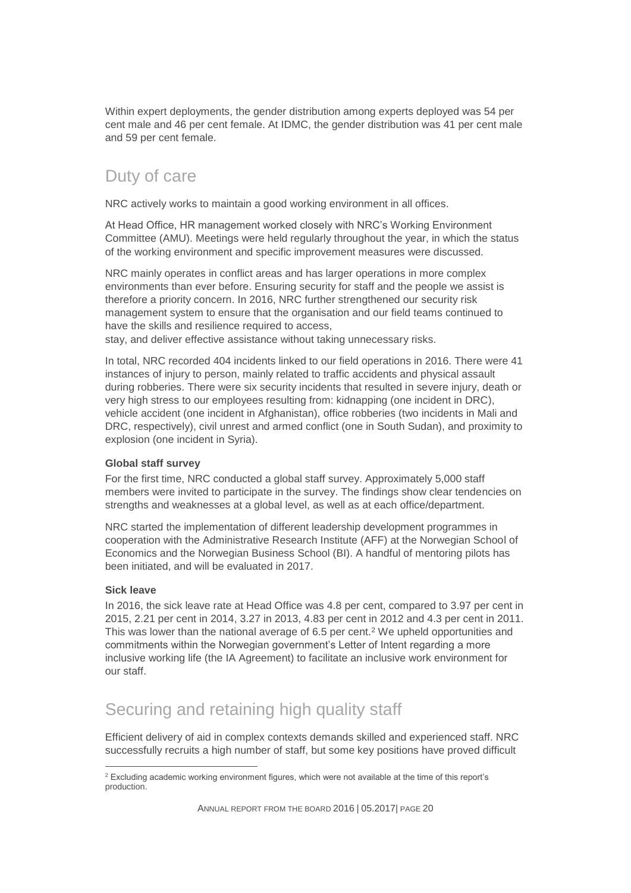Within expert deployments, the gender distribution among experts deployed was 54 per cent male and 46 per cent female. At IDMC, the gender distribution was 41 per cent male and 59 per cent female.

## Duty of care

NRC actively works to maintain a good working environment in all offices.

At Head Office, HR management worked closely with NRC's Working Environment Committee (AMU). Meetings were held regularly throughout the year, in which the status of the working environment and specific improvement measures were discussed.

NRC mainly operates in conflict areas and has larger operations in more complex environments than ever before. Ensuring security for staff and the people we assist is therefore a priority concern. In 2016, NRC further strengthened our security risk management system to ensure that the organisation and our field teams continued to have the skills and resilience required to access, stay, and deliver effective assistance without taking unnecessary risks.

In total, NRC recorded 404 incidents linked to our field operations in 2016. There were 41 instances of injury to person, mainly related to traffic accidents and physical assault during robberies. There were six security incidents that resulted in severe injury, death or very high stress to our employees resulting from: kidnapping (one incident in DRC), vehicle accident (one incident in Afghanistan), office robberies (two incidents in Mali and DRC, respectively), civil unrest and armed conflict (one in South Sudan), and proximity to explosion (one incident in Syria).

**Global staff survey**

For the first time, NRC conducted a global staff survey. Approximately 5,000 staff members were invited to participate in the survey. The findings show clear tendencies on strengths and weaknesses at a global level, as well as at each office/department.

NRC started the implementation of different leadership development programmes in cooperation with the Administrative Research Institute (AFF) at the Norwegian School of Economics and the Norwegian Business School (BI). A handful of mentoring pilots has been initiated, and will be evaluated in 2017.

**Sick leave**

In 2016, the sick leave rate at Head Office was 4.8 per cent, compared to 3.97 per cent in 2015, 2.21 per cent in 2014, 3.27 in 2013, 4.83 per cent in 2012 and 4.3 per cent in 2011. This was lower than the national average of 6.5 per cent.[2] We upheld opportunities and commitments within the Norwegian government's Letter of Intent regarding a more inclusive working life (the IA Agreement) to facilitate an inclusive work environment for our staff.

## Securing and retaining high quality staff

Efficient delivery of aid in complex contexts demands skilled and experienced staff. NRC successfully recruits a high number of staff, but some key positions have proved difficult

[2] Excluding academic working environment figures, which were not available at the time of this report's production.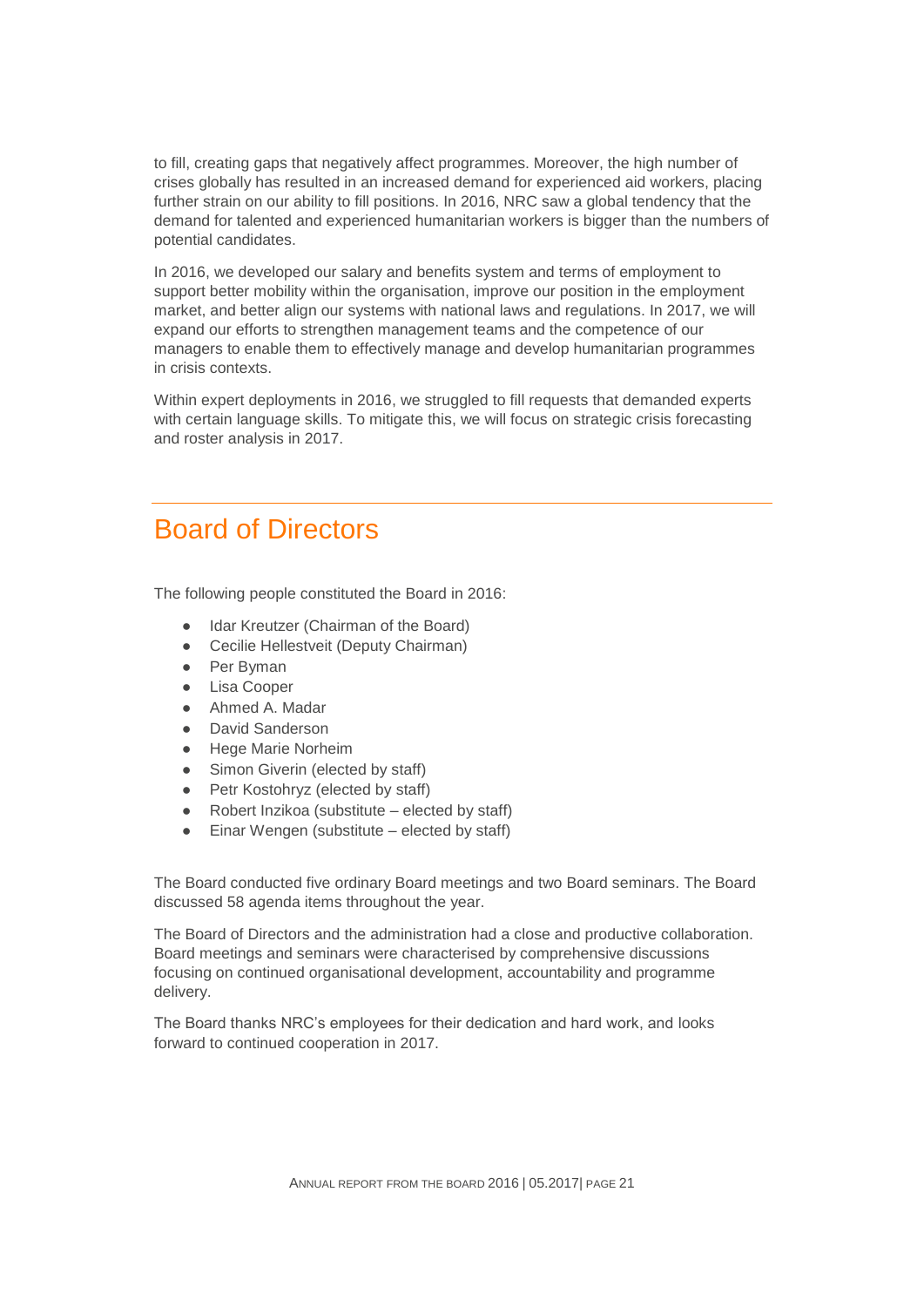to fill, creating gaps that negatively affect programmes. Moreover, the high number of crises globally has resulted in an increased demand for experienced aid workers, placing further strain on our ability to fill positions. In 2016, NRC saw a global tendency that the demand for talented and experienced humanitarian workers is bigger than the numbers of potential candidates.

In 2016, we developed our salary and benefits system and terms of employment to support better mobility within the organisation, improve our position in the employment market, and better align our systems with national laws and regulations. In 2017, we will expand our efforts to strengthen management teams and the competence of our managers to enable them to effectively manage and develop humanitarian programmes in crisis contexts.

Within expert deployments in 2016, we struggled to fill requests that demanded experts with certain language skills. To mitigate this, we will focus on strategic crisis forecasting and roster analysis in 2017.

## Board of Directors

The following people constituted the Board in 2016:

- Idar Kreutzer (Chairman of the Board)
- Cecilie Hellestveit (Deputy Chairman)
- Per Byman
- Lisa Cooper
- Ahmed A. Madar
- David Sanderson
- Hege Marie Norheim
- Simon Giverin (elected by staff)
- Petr Kostohryz (elected by staff)
- Robert Inzikoa (substitute – elected by staff)
- Einar Wengen (substitute – elected by staff)

The Board conducted five ordinary Board meetings and two Board seminars. The Board discussed 58 agenda items throughout the year.

The Board of Directors and the administration had a close and productive collaboration. Board meetings and seminars were characterised by comprehensive discussions focusing on continued organisational development, accountability and programme delivery.

The Board thanks NRC's employees for their dedication and hard work, and looks forward to continued cooperation in 2017.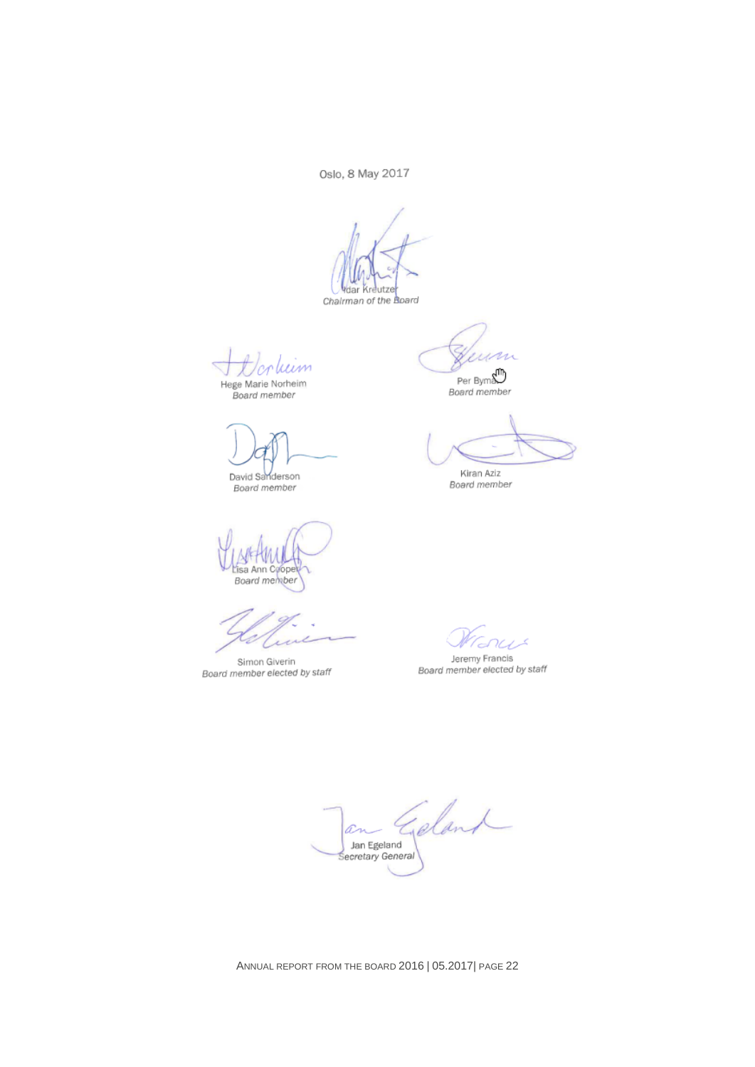Oslo, 8 May 2017

Idar Kreutzer
*Chairman of the Board*

Hege Marie Norheim
*Board member*

Per Byman
*Board member*

David Sanderson
*Board member*

Kiran Aziz
*Board member*

Lisa Ann Cooper
*Board member*

Simon Giverin
*Board member elected by staff*

Jeremy Francis
*Board member elected by staff*

Jan Egeland
*Secretary General*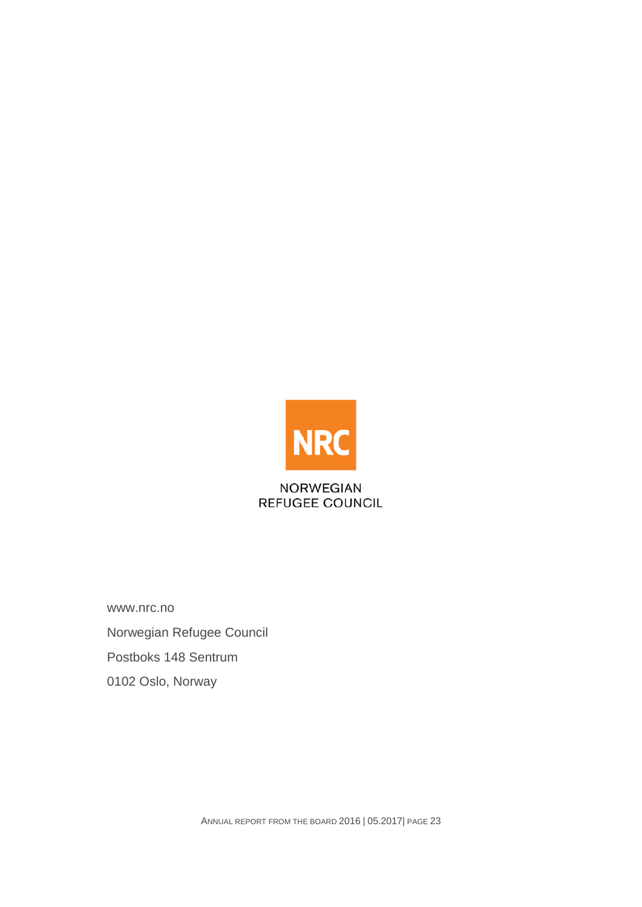NRC

NORWEGIAN
REFUGEE COUNCIL

www.nrc.no

Norwegian Refugee Council

Postboks 148 Sentrum

0102 Oslo, Norway